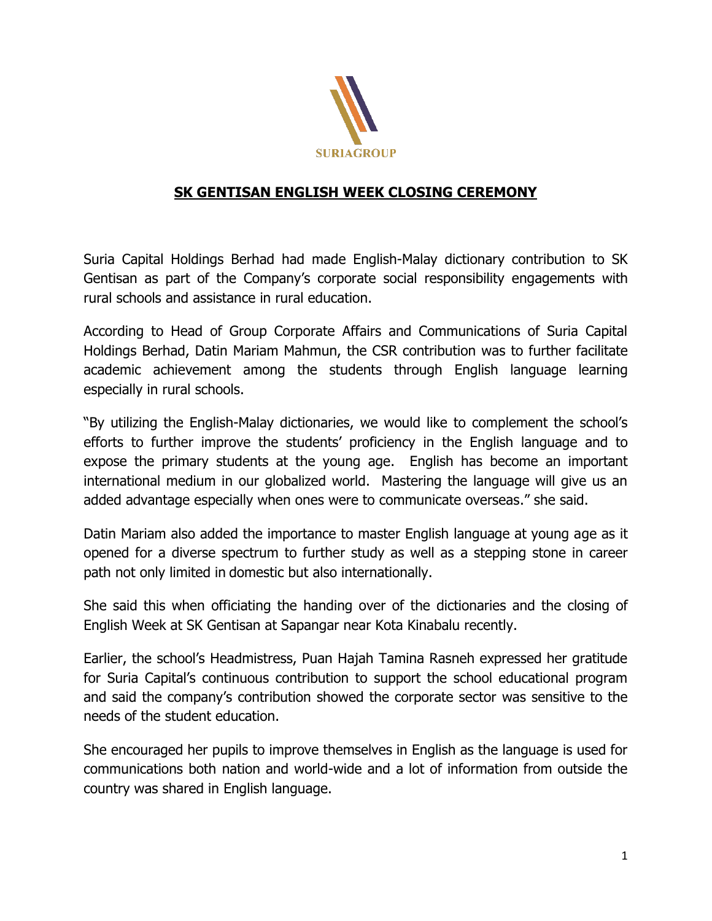SURIAGROUP

# SK GENTISAN ENGLISH WEEK CLOSING CEREMONY

Suria Capital Holdings Berhad had made English-Malay dictionary contribution to SK Gentisan as part of the Company's corporate social responsibility engagements with rural schools and assistance in rural education.

According to Head of Group Corporate Affairs and Communications of Suria Capital Holdings Berhad, Datin Mariam Mahmun, the CSR contribution was to further facilitate academic achievement among the students through English language learning especially in rural schools.

"By utilizing the English-Malay dictionaries, we would like to complement the school's efforts to further improve the students' proficiency in the English language and to expose the primary students at the young age. English has become an important international medium in our globalized world. Mastering the language will give us an added advantage especially when ones were to communicate overseas." she said.

Datin Mariam also added the importance to master English language at young age as it opened for a diverse spectrum to further study as well as a stepping stone in career path not only limited in domestic but also internationally.

She said this when officiating the handing over of the dictionaries and the closing of English Week at SK Gentisan at Sapangar near Kota Kinabalu recently.

Earlier, the school's Headmistress, Puan Hajah Tamina Rasneh expressed her gratitude for Suria Capital's continuous contribution to support the school educational program and said the company's contribution showed the corporate sector was sensitive to the needs of the student education.

She encouraged her pupils to improve themselves in English as the language is used for communications both nation and world-wide and a lot of information from outside the country was shared in English language.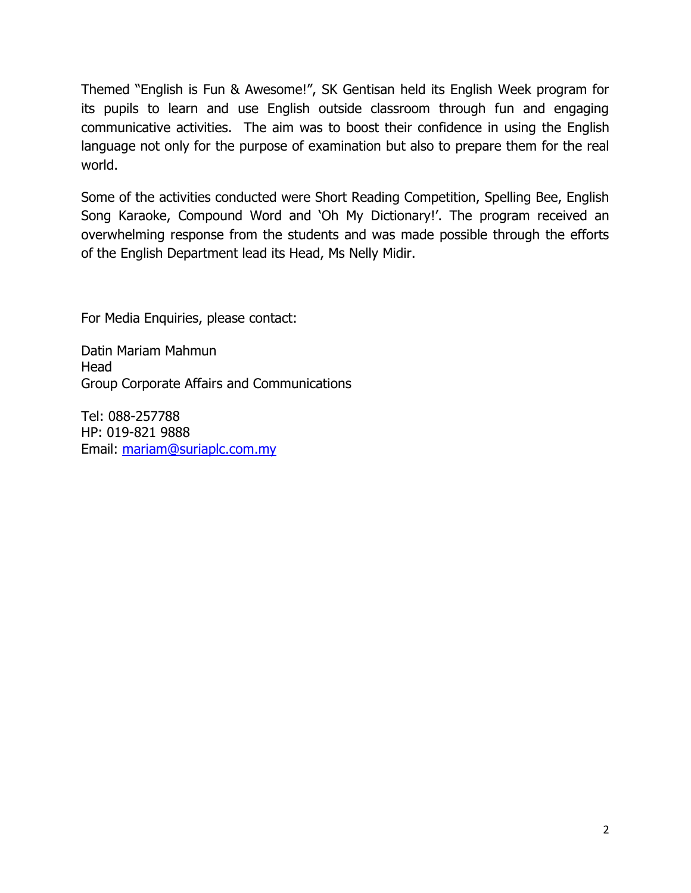Themed "English is Fun & Awesome!", SK Gentisan held its English Week program for its pupils to learn and use English outside classroom through fun and engaging communicative activities. The aim was to boost their confidence in using the English language not only for the purpose of examination but also to prepare them for the real world.

Some of the activities conducted were Short Reading Competition, Spelling Bee, English Song Karaoke, Compound Word and 'Oh My Dictionary!'. The program received an overwhelming response from the students and was made possible through the efforts of the English Department lead its Head, Ms Nelly Midir.

For Media Enquiries, please contact:

Datin Mariam Mahmun
Head
Group Corporate Affairs and Communications

Tel: 088-257788
HP: 019-821 9888
Email: mariam@suriaplc.com.my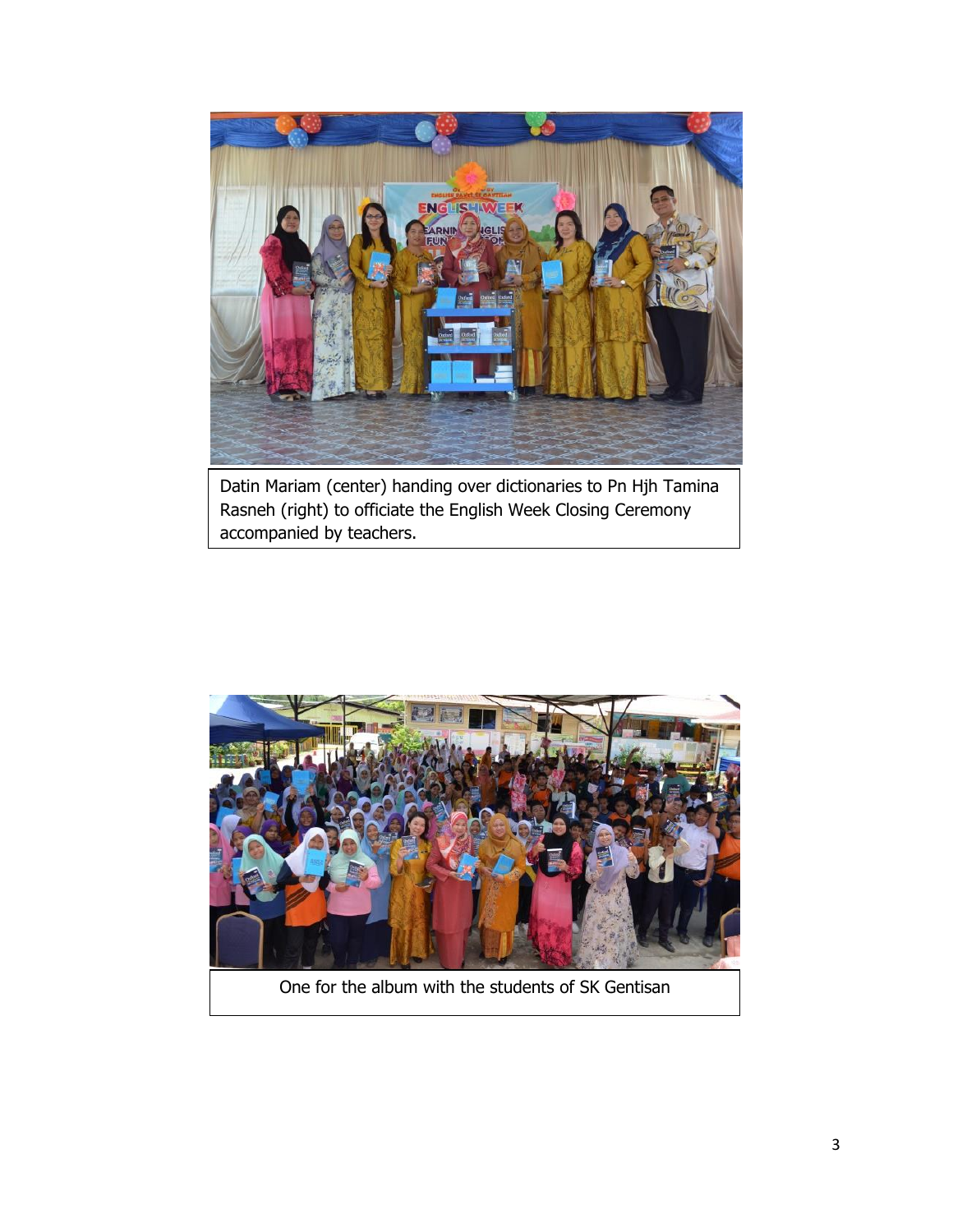Datin Mariam (center) handing over dictionaries to Pn Hjh Tamina Rasneh (right) to officiate the English Week Closing Ceremony accompanied by teachers.

One for the album with the students of SK Gentisan